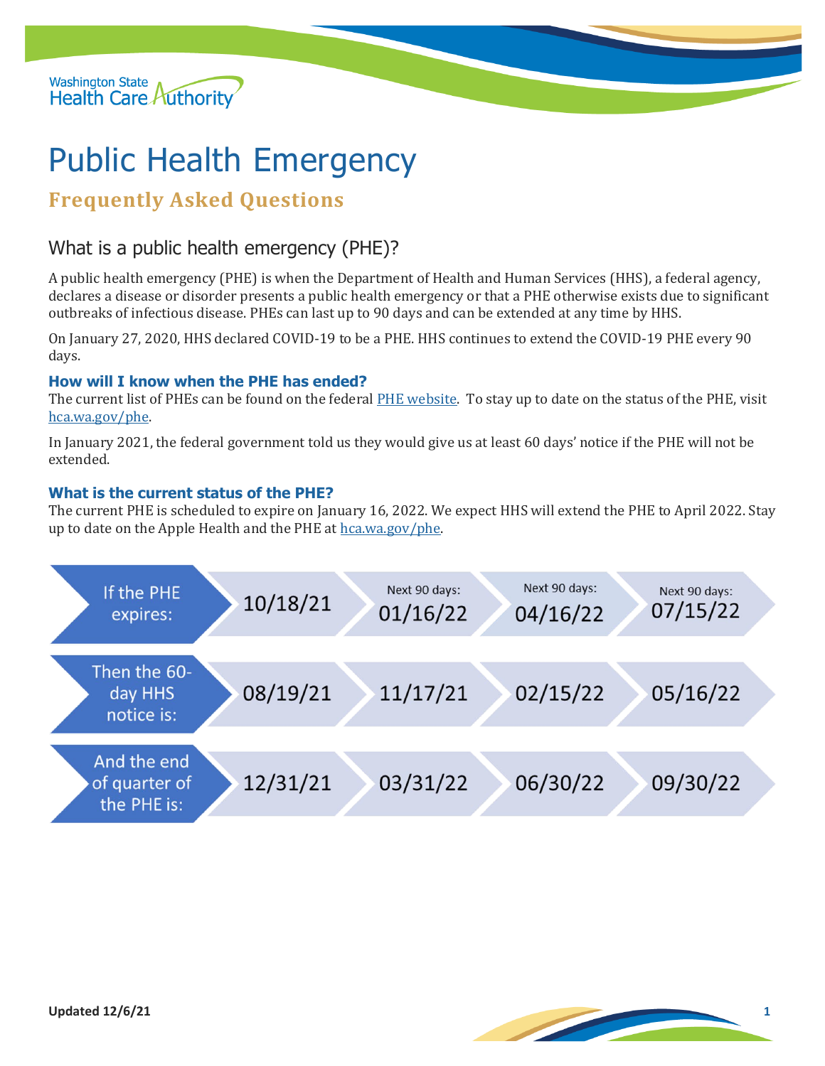Washington State Health Care Authority

# Public Health Emergency

## Frequently Asked Questions

### What is a public health emergency (PHE)?

A public health emergency (PHE) is when the Department of Health and Human Services (HHS), a federal agency, declares a disease or disorder presents a public health emergency or that a PHE otherwise exists due to significant outbreaks of infectious disease. PHEs can last up to 90 days and can be extended at any time by HHS.

On January 27, 2020, HHS declared COVID-19 to be a PHE. HHS continues to extend the COVID-19 PHE every 90 days.

#### How will I know when the PHE has ended?

The current list of PHEs can be found on the federal [PHE website](). To stay up to date on the status of the PHE, visit [hca.wa.gov/phe]().

In January 2021, the federal government told us they would give us at least 60 days' notice if the PHE will not be extended.

#### What is the current status of the PHE?

The current PHE is scheduled to expire on January 16, 2022. We expect HHS will extend the PHE to April 2022. Stay up to date on the Apple Health and the PHE at [hca.wa.gov/phe]().

| If the PHE expires: | 10/18/21 | Next 90 days: 01/16/22 | Next 90 days: 04/16/22 | Next 90 days: 07/15/22 |
|---|---|---|---|---|
| Then the 60-day HHS notice is: | 08/19/21 | 11/17/21 | 02/15/22 | 05/16/22 |
| And the end of quarter of the PHE is: | 12/31/21 | 03/31/22 | 06/30/22 | 09/30/22 |

Updated 12/6/21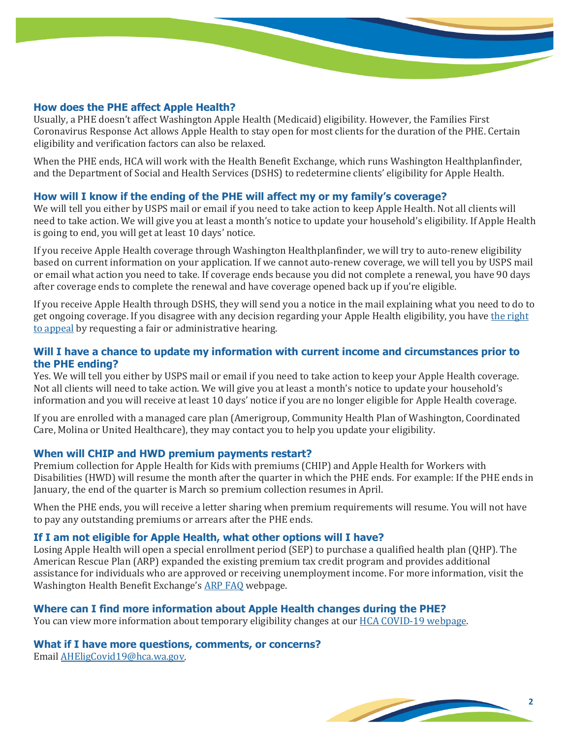### How does the PHE affect Apple Health?

Usually, a PHE doesn't affect Washington Apple Health (Medicaid) eligibility. However, the Families First Coronavirus Response Act allows Apple Health to stay open for most clients for the duration of the PHE. Certain eligibility and verification factors can also be relaxed.

When the PHE ends, HCA will work with the Health Benefit Exchange, which runs Washington Healthplanfinder, and the Department of Social and Health Services (DSHS) to redetermine clients' eligibility for Apple Health.

### How will I know if the ending of the PHE will affect my or my family's coverage?

We will tell you either by USPS mail or email if you need to take action to keep Apple Health. Not all clients will need to take action. We will give you at least a month's notice to update your household's eligibility. If Apple Health is going to end, you will get at least 10 days' notice.

If you receive Apple Health coverage through Washington Healthplanfinder, we will try to auto-renew eligibility based on current information on your application. If we cannot auto-renew coverage, we will tell you by USPS mail or email what action you need to take. If coverage ends because you did not complete a renewal, you have 90 days after coverage ends to complete the renewal and have coverage opened back up if you're eligible.

If you receive Apple Health through DSHS, they will send you a notice in the mail explaining what you need to do to get ongoing coverage. If you disagree with any decision regarding your Apple Health eligibility, you have the right to appeal by requesting a fair or administrative hearing.

### Will I have a chance to update my information with current income and circumstances prior to the PHE ending?

Yes. We will tell you either by USPS mail or email if you need to take action to keep your Apple Health coverage. Not all clients will need to take action. We will give you at least a month's notice to update your household's information and you will receive at least 10 days' notice if you are no longer eligible for Apple Health coverage.

If you are enrolled with a managed care plan (Amerigroup, Community Health Plan of Washington, Coordinated Care, Molina or United Healthcare), they may contact you to help you update your eligibility.

### When will CHIP and HWD premium payments restart?

Premium collection for Apple Health for Kids with premiums (CHIP) and Apple Health for Workers with Disabilities (HWD) will resume the month after the quarter in which the PHE ends. For example: If the PHE ends in January, the end of the quarter is March so premium collection resumes in April.

When the PHE ends, you will receive a letter sharing when premium requirements will resume. You will not have to pay any outstanding premiums or arrears after the PHE ends.

### If I am not eligible for Apple Health, what other options will I have?

Losing Apple Health will open a special enrollment period (SEP) to purchase a qualified health plan (QHP). The American Rescue Plan (ARP) expanded the existing premium tax credit program and provides additional assistance for individuals who are approved or receiving unemployment income. For more information, visit the Washington Health Benefit Exchange's ARP FAQ webpage.

### Where can I find more information about Apple Health changes during the PHE?

You can view more information about temporary eligibility changes at our HCA COVID-19 webpage.

### What if I have more questions, comments, or concerns?

Email AHEligCovid19@hca.wa.gov.